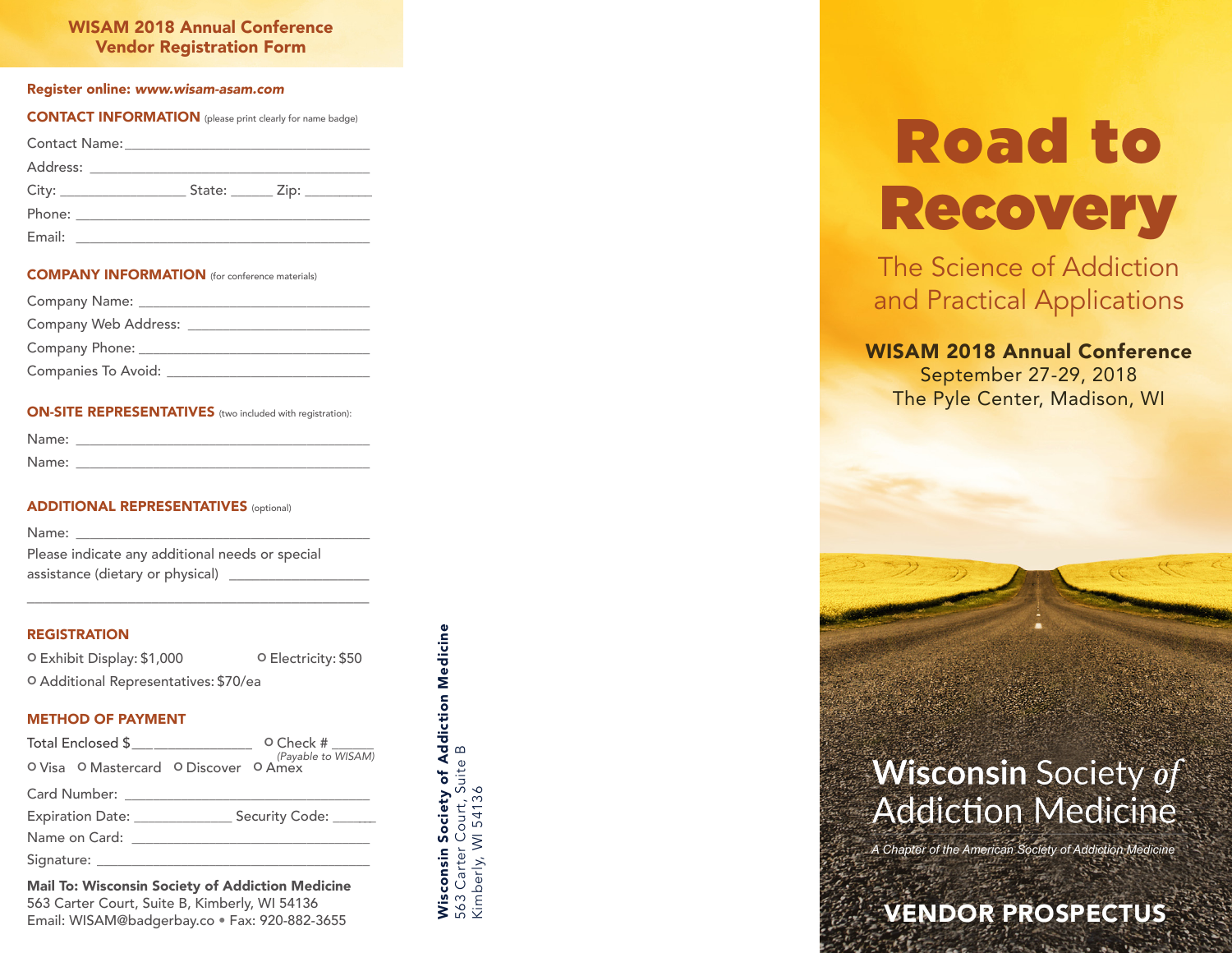## WISAM 2018 Annual Conference Vendor Registration Form

**Register online: *www.wisam-asam.com***

### CONTACT INFORMATION (please print clearly for name badge)

Contact Name: ______________________________

Address: ______________________________

City: ________________ State: ______ Zip: _________

Phone: ______________________________

Email: ______________________________

### COMPANY INFORMATION (for conference materials)

Company Name: ______________________________

Company Web Address: ______________________________

Company Phone: ______________________________

Companies To Avoid: ______________________________

### ON-SITE REPRESENTATIVES (two included with registration):

Name: ______________________________

Name: ______________________________

### ADDITIONAL REPRESENTATIVES (optional)

Name: ______________________________

Please indicate any additional needs or special assistance (dietary or physical) ___________________

______________________________________________

### REGISTRATION

- O Exhibit Display: $1,000
- O Electricity: $50
- O Additional Representatives: $70/ea

### METHOD OF PAYMENT

Total Enclosed $_______________ O Check # ______ *(Payable to WISAM)*

O Visa O Mastercard O Discover O Amex

Card Number: ______________________________

Expiration Date: _____________ Security Code: ______

Name on Card: ______________________________

Signature: ______________________________

**Mail To: Wisconsin Society of Addiction Medicine**
563 Carter Court, Suite B, Kimberly, WI 54136
Email: WISAM@badgerbay.co • Fax: 920-882-3655

**Wisconsin Society of Addiction Medicine**
563 Carter Court, Suite B
Kimberly, WI 54136

# Road to Recovery

## The Science of Addiction and Practical Applications

**WISAM 2018 Annual Conference**
September 27-29, 2018
The Pyle Center, Madison, WI

Wisconsin Society *of* Addiction Medicine

*A Chapter of the American Society of Addiction Medicine*

**VENDOR PROSPECTUS**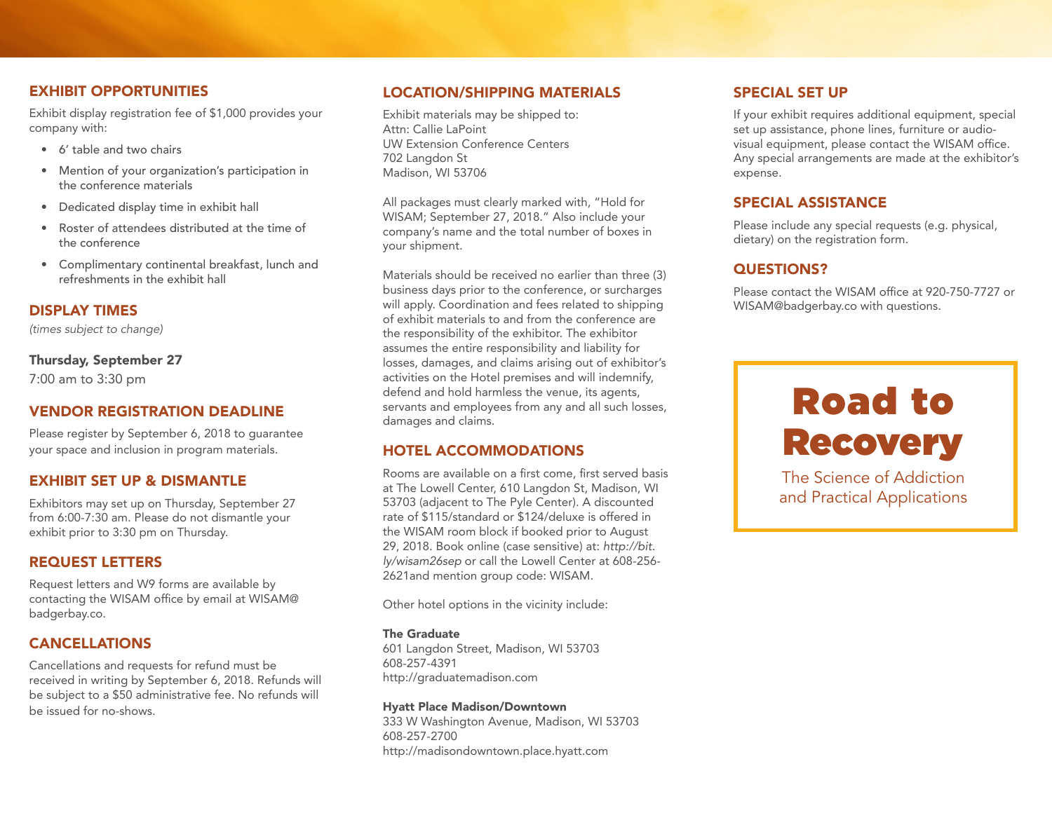## EXHIBIT OPPORTUNITIES

Exhibit display registration fee of $1,000 provides your company with:

- 6' table and two chairs
- Mention of your organization's participation in the conference materials
- Dedicated display time in exhibit hall
- Roster of attendees distributed at the time of the conference
- Complimentary continental breakfast, lunch and refreshments in the exhibit hall

## DISPLAY TIMES

*(times subject to change)*

**Thursday, September 27**

7:00 am to 3:30 pm

## VENDOR REGISTRATION DEADLINE

Please register by September 6, 2018 to guarantee your space and inclusion in program materials.

## EXHIBIT SET UP & DISMANTLE

Exhibitors may set up on Thursday, September 27 from 6:00-7:30 am. Please do not dismantle your exhibit prior to 3:30 pm on Thursday.

## REQUEST LETTERS

Request letters and W9 forms are available by contacting the WISAM office by email at WISAM@badgerbay.co.

## CANCELLATIONS

Cancellations and requests for refund must be received in writing by September 6, 2018. Refunds will be subject to a $50 administrative fee. No refunds will be issued for no-shows.

## LOCATION/SHIPPING MATERIALS

Exhibit materials may be shipped to:
Attn: Callie LaPoint
UW Extension Conference Centers
702 Langdon St
Madison, WI 53706

All packages must clearly marked with, "Hold for WISAM; September 27, 2018." Also include your company's name and the total number of boxes in your shipment.

Materials should be received no earlier than three (3) business days prior to the conference, or surcharges will apply. Coordination and fees related to shipping of exhibit materials to and from the conference are the responsibility of the exhibitor. The exhibitor assumes the entire responsibility and liability for losses, damages, and claims arising out of exhibitor's activities on the Hotel premises and will indemnify, defend and hold harmless the venue, its agents, servants and employees from any and all such losses, damages and claims.

## HOTEL ACCOMMODATIONS

Rooms are available on a first come, first served basis at The Lowell Center, 610 Langdon St, Madison, WI 53703 (adjacent to The Pyle Center). A discounted rate of $115/standard or $124/deluxe is offered in the WISAM room block if booked prior to August 29, 2018. Book online (case sensitive) at: *http://bit.ly/wisam26sep* or call the Lowell Center at 608-256-2621and mention group code: WISAM.

Other hotel options in the vicinity include:

**The Graduate**
601 Langdon Street, Madison, WI 53703
608-257-4391
http://graduatemadison.com

**Hyatt Place Madison/Downtown**
333 W Washington Avenue, Madison, WI 53703
608-257-2700
http://madisondowntown.place.hyatt.com

## SPECIAL SET UP

If your exhibit requires additional equipment, special set up assistance, phone lines, furniture or audio-visual equipment, please contact the WISAM office. Any special arrangements are made at the exhibitor's expense.

## SPECIAL ASSISTANCE

Please include any special requests (e.g. physical, dietary) on the registration form.

## QUESTIONS?

Please contact the WISAM office at 920-750-7727 or WISAM@badgerbay.co with questions.

# Road to Recovery

The Science of Addiction and Practical Applications